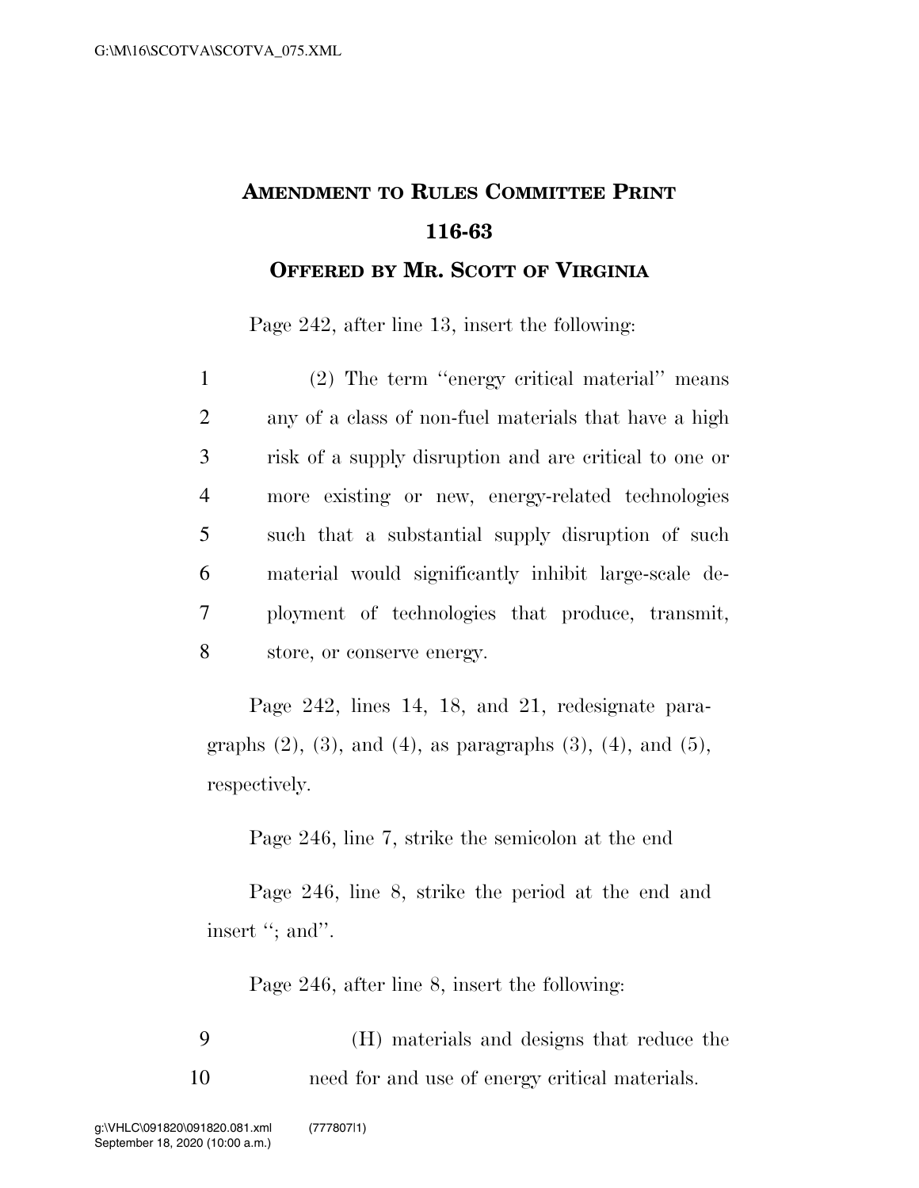**AMENDMENT TO RULES COMMITTEE PRINT 116-63**

**OFFERED BY MR. SCOTT OF VIRGINIA**

Page 242, after line 13, insert the following:

1 (2) The term ''energy critical material'' means
2 any of a class of non-fuel materials that have a high
3 risk of a supply disruption and are critical to one or
4 more existing or new, energy-related technologies
5 such that a substantial supply disruption of such
6 material would significantly inhibit large-scale de-
7 ployment of technologies that produce, transmit,
8 store, or conserve energy.

Page 242, lines 14, 18, and 21, redesignate paragraphs (2), (3), and (4), as paragraphs (3), (4), and (5), respectively.

Page 246, line 7, strike the semicolon at the end

Page 246, line 8, strike the period at the end and insert ''; and''.

Page 246, after line 8, insert the following:

9 (H) materials and designs that reduce the
10 need for and use of energy critical materials.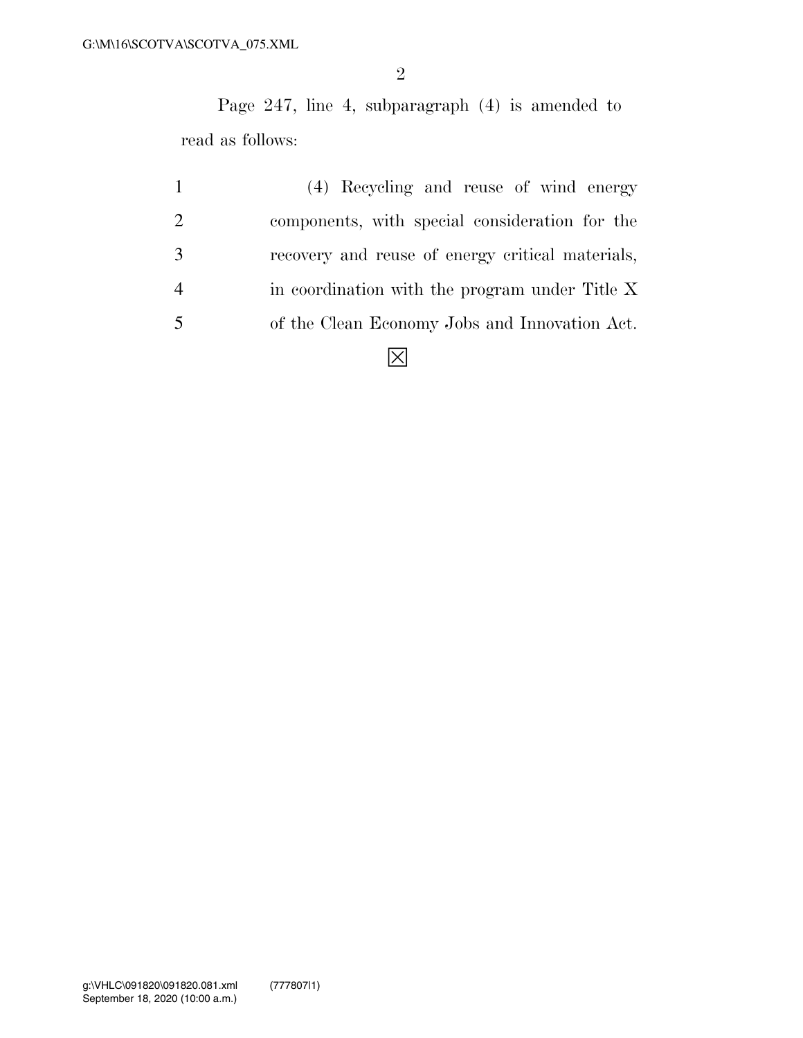Page 247, line 4, subparagraph (4) is amended to read as follows:

(4) Recycling and reuse of wind energy components, with special consideration for the recovery and reuse of energy critical materials, in coordination with the program under Title X of the Clean Economy Jobs and Innovation Act.

☒